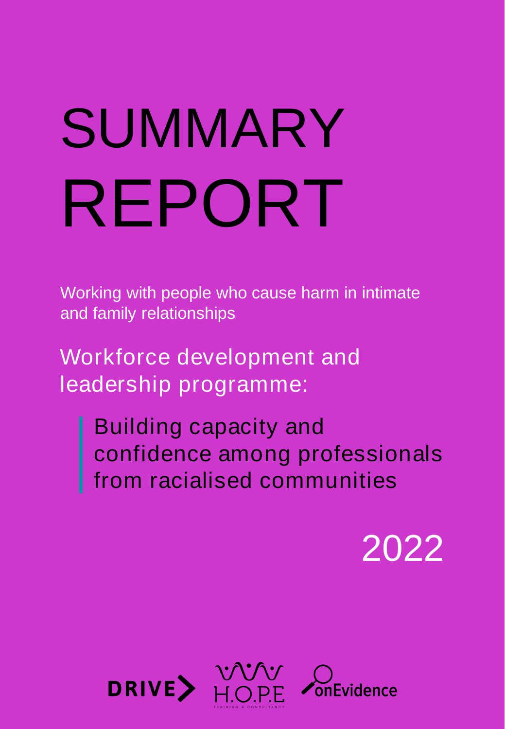# SUMMARY REPORT

Working with people who cause harm in intimate and family relationships

## Workforce development and leadership programme:

> Building capacity and confidence among professionals from racialised communities

2022

DRIVE H.O.P.E onEvidence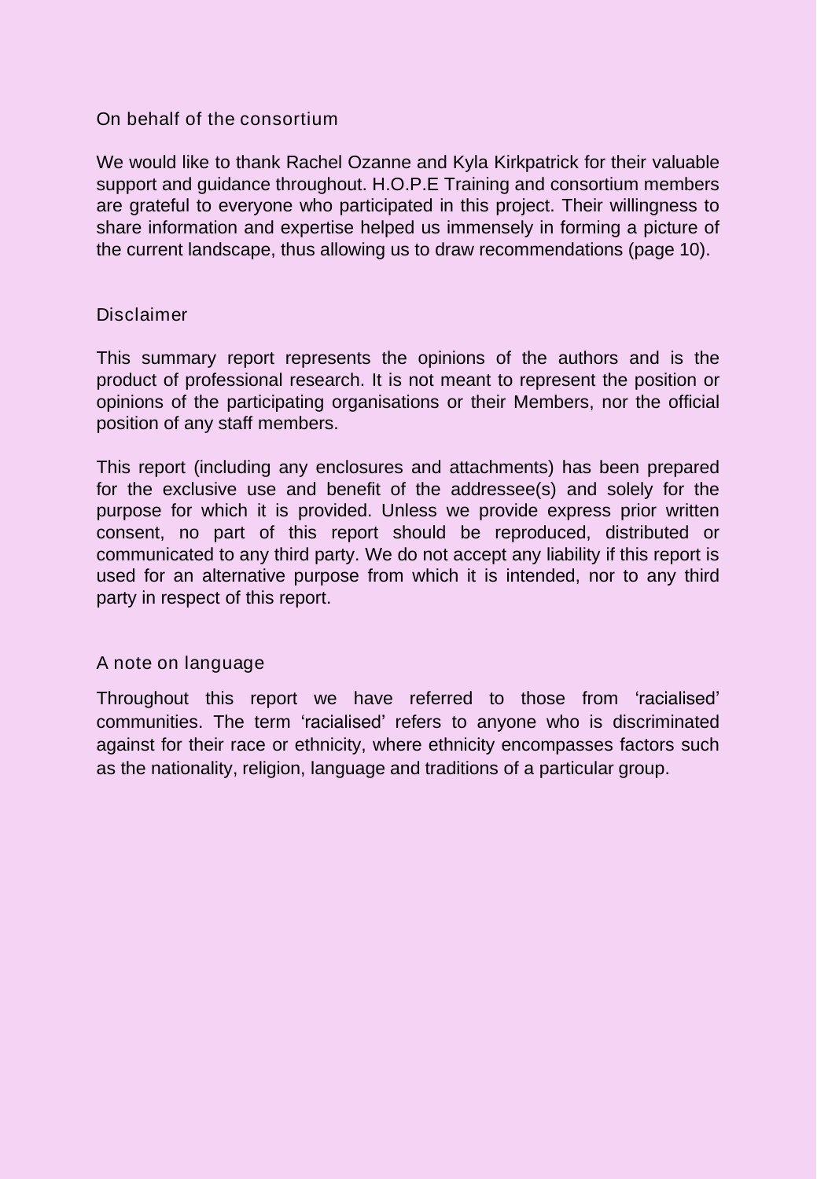## On behalf of the consortium

We would like to thank Rachel Ozanne and Kyla Kirkpatrick for their valuable support and guidance throughout. H.O.P.E Training and consortium members are grateful to everyone who participated in this project. Their willingness to share information and expertise helped us immensely in forming a picture of the current landscape, thus allowing us to draw recommendations (page 10).

## Disclaimer

This summary report represents the opinions of the authors and is the product of professional research. It is not meant to represent the position or opinions of the participating organisations or their Members, nor the official position of any staff members.

This report (including any enclosures and attachments) has been prepared for the exclusive use and benefit of the addressee(s) and solely for the purpose for which it is provided. Unless we provide express prior written consent, no part of this report should be reproduced, distributed or communicated to any third party. We do not accept any liability if this report is used for an alternative purpose from which it is intended, nor to any third party in respect of this report.

## A note on language

Throughout this report we have referred to those from 'racialised' communities. The term 'racialised' refers to anyone who is discriminated against for their race or ethnicity, where ethnicity encompasses factors such as the nationality, religion, language and traditions of a particular group.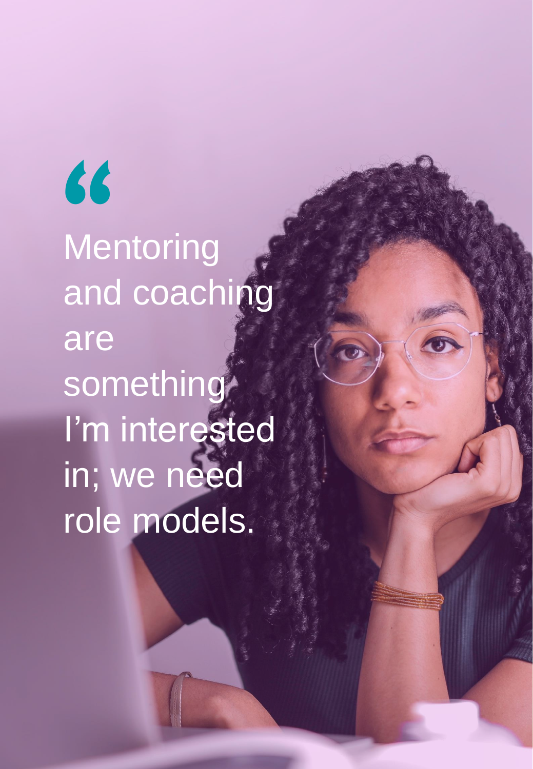> "Mentoring and coaching are something I'm interested in; we need role models.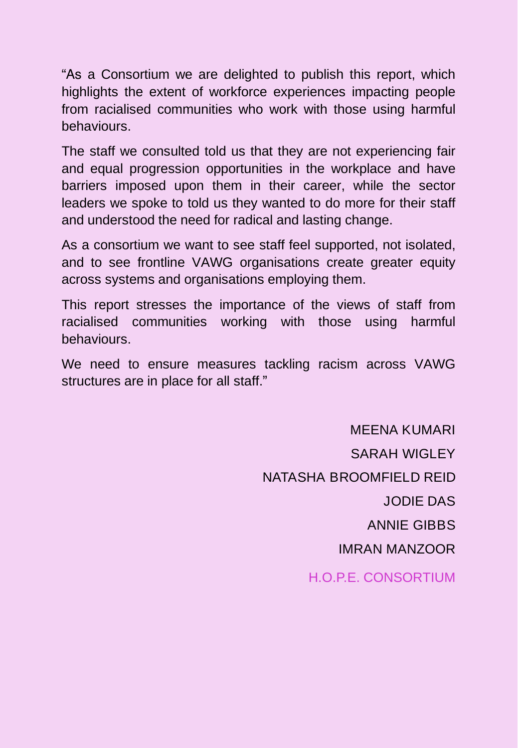"As a Consortium we are delighted to publish this report, which highlights the extent of workforce experiences impacting people from racialised communities who work with those using harmful behaviours.

The staff we consulted told us that they are not experiencing fair and equal progression opportunities in the workplace and have barriers imposed upon them in their career, while the sector leaders we spoke to told us they wanted to do more for their staff and understood the need for radical and lasting change.

As a consortium we want to see staff feel supported, not isolated, and to see frontline VAWG organisations create greater equity across systems and organisations employing them.

This report stresses the importance of the views of staff from racialised communities working with those using harmful behaviours.

We need to ensure measures tackling racism across VAWG structures are in place for all staff."

MEENA KUMARI

SARAH WIGLEY

NATASHA BROOMFIELD REID

JODIE DAS

ANNIE GIBBS

IMRAN MANZOOR

H.O.P.E. CONSORTIUM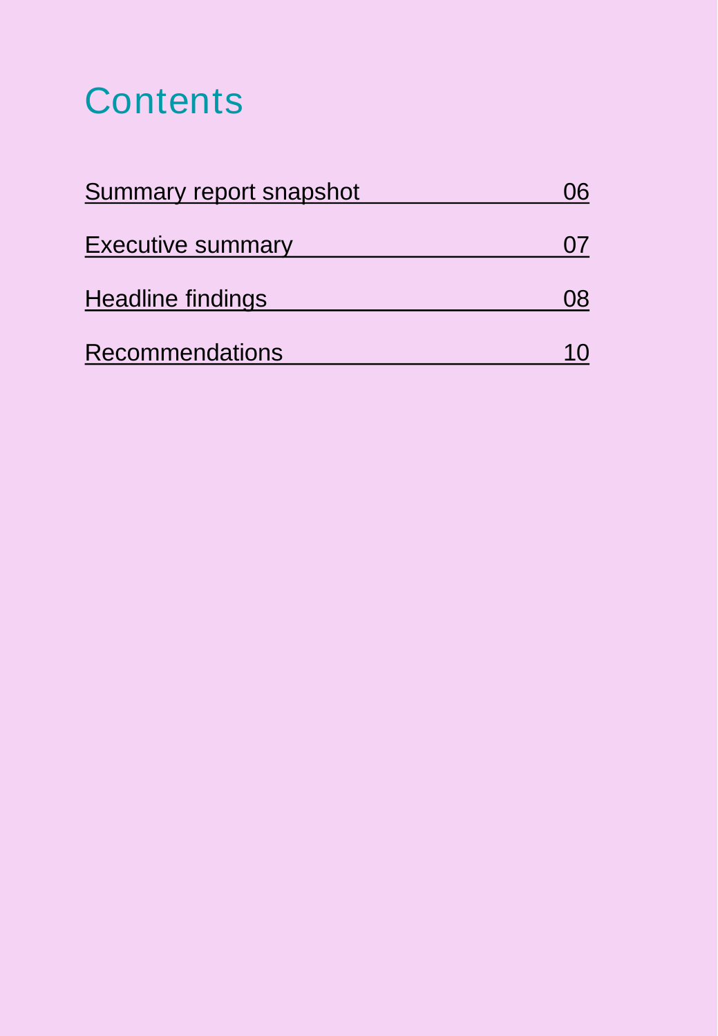# Contents

| | |
|---|---|
| Summary report snapshot | 06 |
| Executive summary | 07 |
| Headline findings | 08 |
| Recommendations | 10 |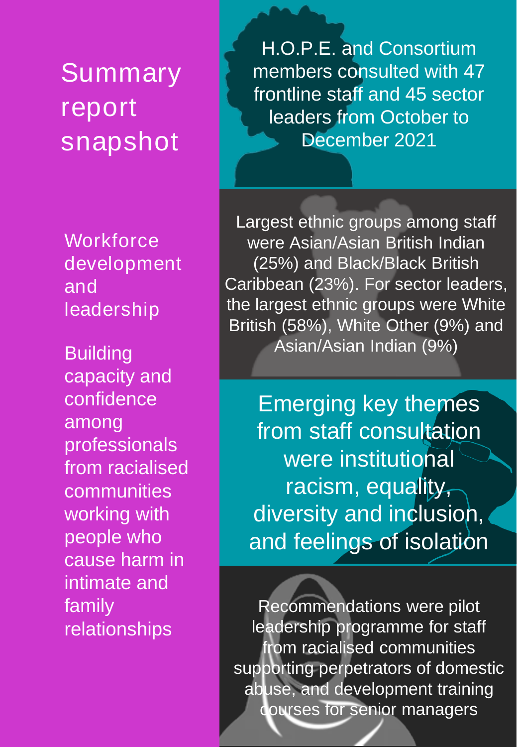# Summary report snapshot

## Workforce development and leadership

Building capacity and confidence among professionals from racialised communities working with people who cause harm in intimate and family relationships

H.O.P.E. and Consortium members consulted with 47 frontline staff and 45 sector leaders from October to December 2021

Largest ethnic groups among staff were Asian/Asian British Indian (25%) and Black/Black British Caribbean (23%). For sector leaders, the largest ethnic groups were White British (58%), White Other (9%) and Asian/Asian Indian (9%)

Emerging key themes from staff consultation were institutional racism, equality, diversity and inclusion, and feelings of isolation

Recommendations were pilot leadership programme for staff from racialised communities supporting perpetrators of domestic abuse, and development training courses for senior managers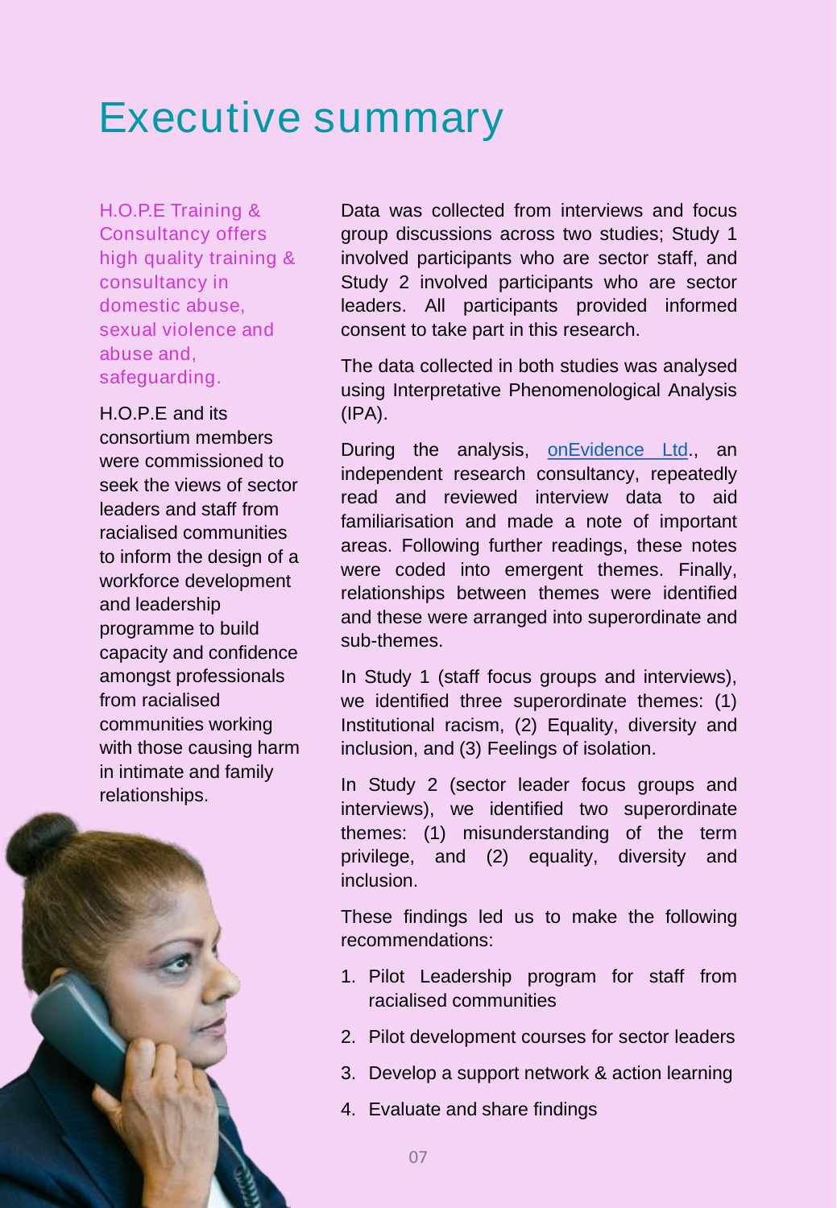# Executive summary

H.O.P.E Training & Consultancy offers high quality training & consultancy in domestic abuse, sexual violence and abuse and, safeguarding.

H.O.P.E and its consortium members were commissioned to seek the views of sector leaders and staff from racialised communities to inform the design of a workforce development and leadership programme to build capacity and confidence amongst professionals from racialised communities working with those causing harm in intimate and family relationships.

Data was collected from interviews and focus group discussions across two studies; Study 1 involved participants who are sector staff, and Study 2 involved participants who are sector leaders. All participants provided informed consent to take part in this research.

The data collected in both studies was analysed using Interpretative Phenomenological Analysis (IPA).

During the analysis, onEvidence Ltd., an independent research consultancy, repeatedly read and reviewed interview data to aid familiarisation and made a note of important areas. Following further readings, these notes were coded into emergent themes. Finally, relationships between themes were identified and these were arranged into superordinate and sub-themes.

In Study 1 (staff focus groups and interviews), we identified three superordinate themes: (1) Institutional racism, (2) Equality, diversity and inclusion, and (3) Feelings of isolation.

In Study 2 (sector leader focus groups and interviews), we identified two superordinate themes: (1) misunderstanding of the term privilege, and (2) equality, diversity and inclusion.

These findings led us to make the following recommendations:

1. Pilot Leadership program for staff from racialised communities
2. Pilot development courses for sector leaders
3. Develop a support network & action learning
4. Evaluate and share findings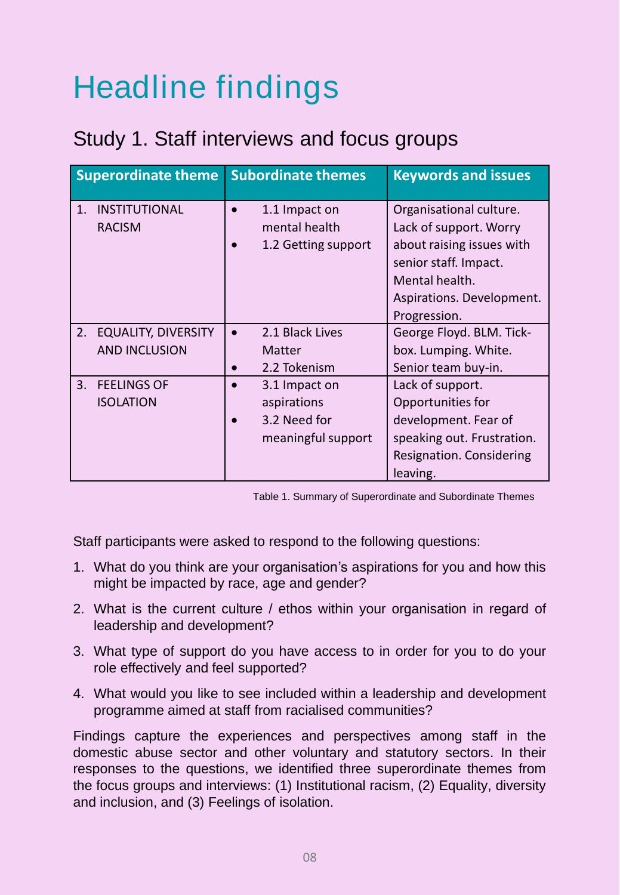# Headline findings

## Study 1. Staff interviews and focus groups

| Superordinate theme | Subordinate themes | Keywords and issues |
|---|---|---|
| 1. INSTITUTIONAL RACISM | • 1.1 Impact on mental health<br>• 1.2 Getting support | Organisational culture. Lack of support. Worry about raising issues with senior staff. Impact. Mental health. Aspirations. Development. Progression. |
| 2. EQUALITY, DIVERSITY AND INCLUSION | • 2.1 Black Lives Matter<br>• 2.2 Tokenism | George Floyd. BLM. Tick-box. Lumping. White. Senior team buy-in. |
| 3. FEELINGS OF ISOLATION | • 3.1 Impact on aspirations<br>• 3.2 Need for meaningful support | Lack of support. Opportunities for development. Fear of speaking out. Frustration. Resignation. Considering leaving. |

Table 1. Summary of Superordinate and Subordinate Themes

Staff participants were asked to respond to the following questions:

1. What do you think are your organisation's aspirations for you and how this might be impacted by race, age and gender?
2. What is the current culture / ethos within your organisation in regard of leadership and development?
3. What type of support do you have access to in order for you to do your role effectively and feel supported?
4. What would you like to see included within a leadership and development programme aimed at staff from racialised communities?

Findings capture the experiences and perspectives among staff in the domestic abuse sector and other voluntary and statutory sectors. In their responses to the questions, we identified three superordinate themes from the focus groups and interviews: (1) Institutional racism, (2) Equality, diversity and inclusion, and (3) Feelings of isolation.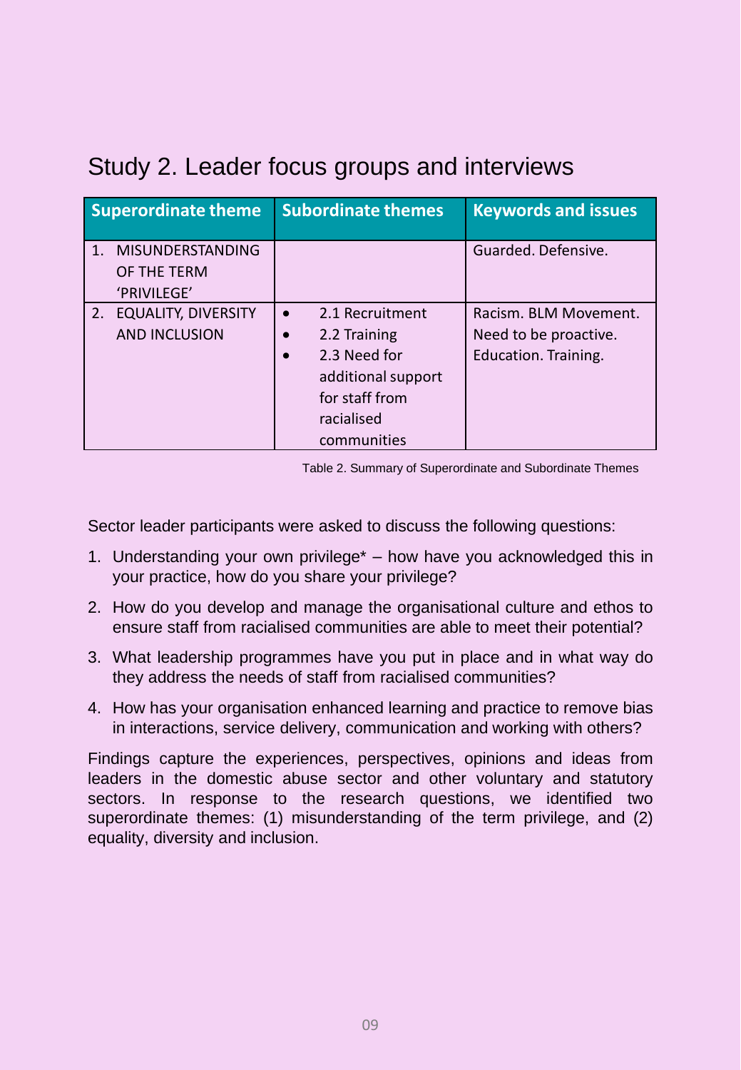## Study 2. Leader focus groups and interviews

| Superordinate theme | Subordinate themes | Keywords and issues |
|---|---|---|
| 1. MISUNDERSTANDING OF THE TERM 'PRIVILEGE' | | Guarded. Defensive. |
| 2. EQUALITY, DIVERSITY AND INCLUSION | • 2.1 Recruitment<br>• 2.2 Training<br>• 2.3 Need for additional support for staff from racialised communities | Racism. BLM Movement. Need to be proactive. Education. Training. |

Table 2. Summary of Superordinate and Subordinate Themes

Sector leader participants were asked to discuss the following questions:

1. Understanding your own privilege* – how have you acknowledged this in your practice, how do you share your privilege?
2. How do you develop and manage the organisational culture and ethos to ensure staff from racialised communities are able to meet their potential?
3. What leadership programmes have you put in place and in what way do they address the needs of staff from racialised communities?
4. How has your organisation enhanced learning and practice to remove bias in interactions, service delivery, communication and working with others?

Findings capture the experiences, perspectives, opinions and ideas from leaders in the domestic abuse sector and other voluntary and statutory sectors. In response to the research questions, we identified two superordinate themes: (1) misunderstanding of the term privilege, and (2) equality, diversity and inclusion.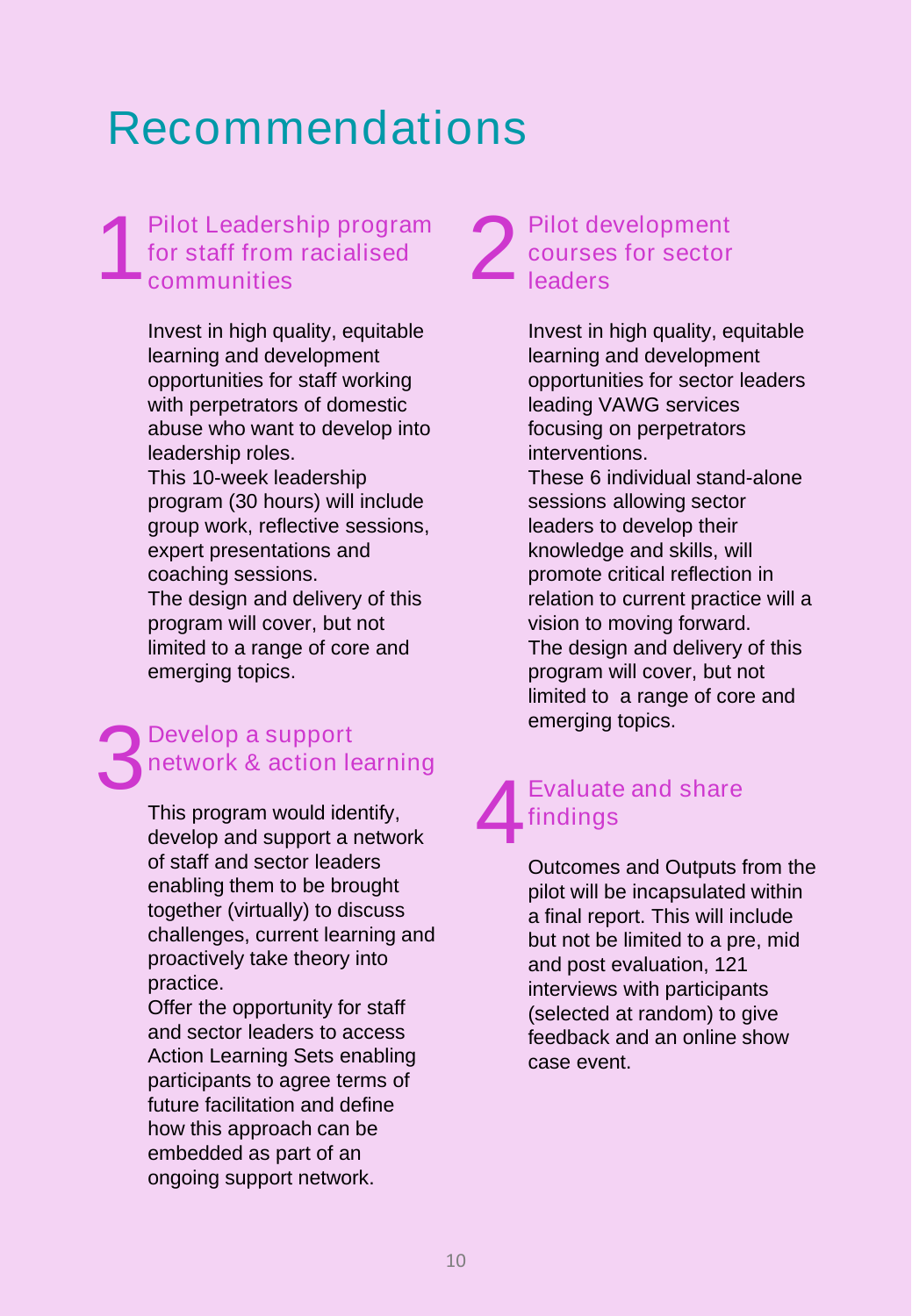# Recommendations

## 1 Pilot Leadership program for staff from racialised communities

Invest in high quality, equitable learning and development opportunities for staff working with perpetrators of domestic abuse who want to develop into leadership roles.
This 10-week leadership program (30 hours) will include group work, reflective sessions, expert presentations and coaching sessions.
The design and delivery of this program will cover, but not limited to a range of core and emerging topics.

## 2 Pilot development courses for sector leaders

Invest in high quality, equitable learning and development opportunities for sector leaders leading VAWG services focusing on perpetrators interventions.
These 6 individual stand-alone sessions allowing sector leaders to develop their knowledge and skills, will promote critical reflection in relation to current practice will a vision to moving forward.
The design and delivery of this program will cover, but not limited to a range of core and emerging topics.

## 3 Develop a support network & action learning

This program would identify, develop and support a network of staff and sector leaders enabling them to be brought together (virtually) to discuss challenges, current learning and proactively take theory into practice.
Offer the opportunity for staff and sector leaders to access Action Learning Sets enabling participants to agree terms of future facilitation and define how this approach can be embedded as part of an ongoing support network.

## 4 Evaluate and share findings

Outcomes and Outputs from the pilot will be incapsulated within a final report. This will include but not be limited to a pre, mid and post evaluation, 121 interviews with participants (selected at random) to give feedback and an online show case event.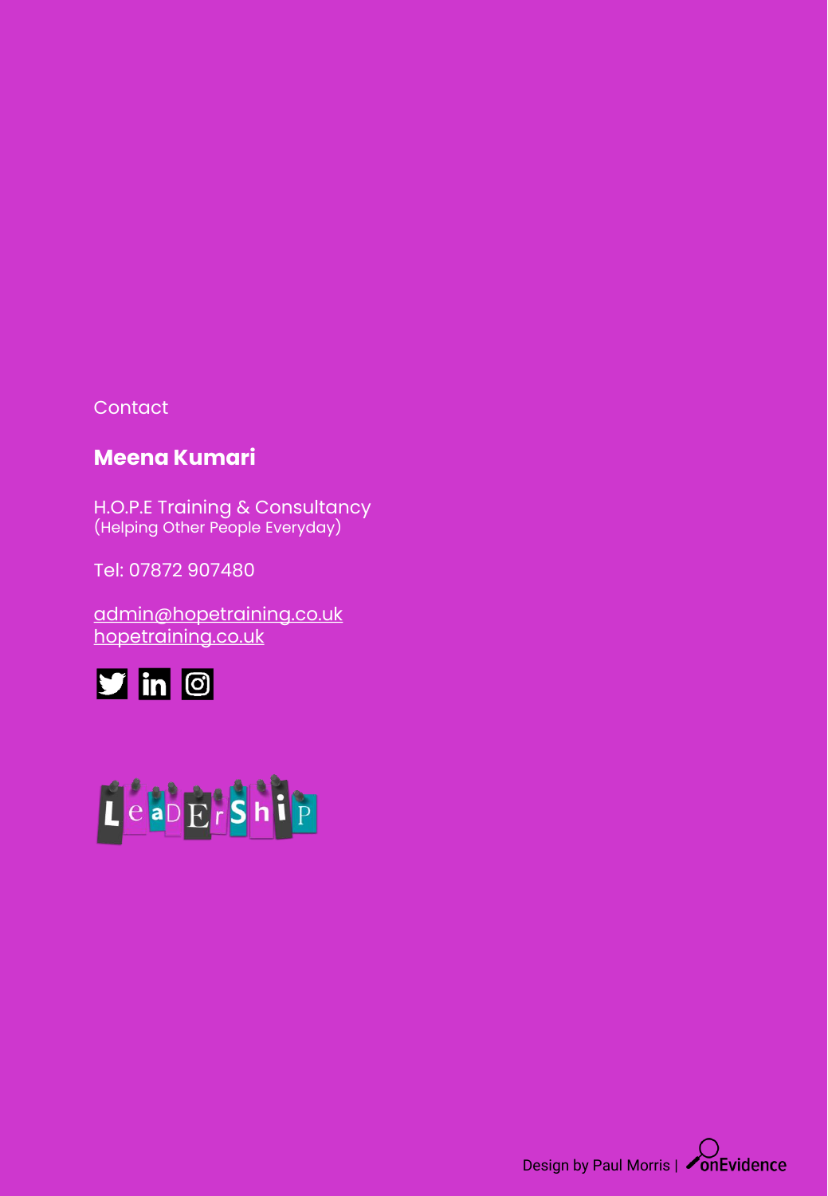Contact

**Meena Kumari**

H.O.P.E Training & Consultancy
(Helping Other People Everyday)

Tel: 07872 907480

admin@hopetraining.co.uk
hopetraining.co.uk

Design by Paul Morris | onEvidence